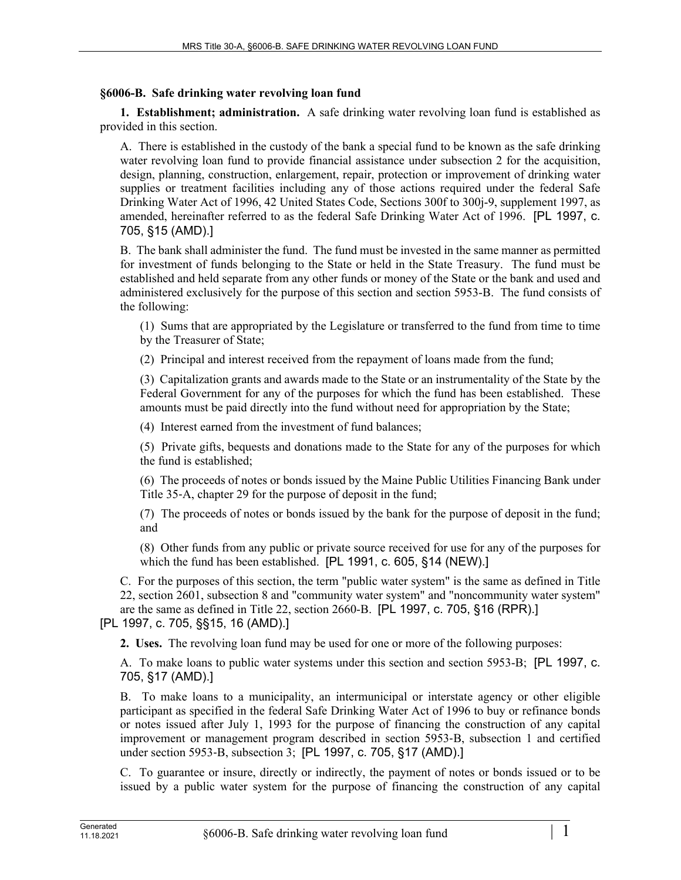## §6006-B. Safe drinking water revolving loan fund

**1. Establishment; administration.** A safe drinking water revolving loan fund is established as provided in this section.

A. There is established in the custody of the bank a special fund to be known as the safe drinking water revolving loan fund to provide financial assistance under subsection 2 for the acquisition, design, planning, construction, enlargement, repair, protection or improvement of drinking water supplies or treatment facilities including any of those actions required under the federal Safe Drinking Water Act of 1996, 42 United States Code, Sections 300f to 300j-9, supplement 1997, as amended, hereinafter referred to as the federal Safe Drinking Water Act of 1996. [PL 1997, c. 705, §15 (AMD).]

B. The bank shall administer the fund. The fund must be invested in the same manner as permitted for investment of funds belonging to the State or held in the State Treasury. The fund must be established and held separate from any other funds or money of the State or the bank and used and administered exclusively for the purpose of this section and section 5953-B. The fund consists of the following:

(1) Sums that are appropriated by the Legislature or transferred to the fund from time to time by the Treasurer of State;

(2) Principal and interest received from the repayment of loans made from the fund;

(3) Capitalization grants and awards made to the State or an instrumentality of the State by the Federal Government for any of the purposes for which the fund has been established. These amounts must be paid directly into the fund without need for appropriation by the State;

(4) Interest earned from the investment of fund balances;

(5) Private gifts, bequests and donations made to the State for any of the purposes for which the fund is established;

(6) The proceeds of notes or bonds issued by the Maine Public Utilities Financing Bank under Title 35-A, chapter 29 for the purpose of deposit in the fund;

(7) The proceeds of notes or bonds issued by the bank for the purpose of deposit in the fund; and

(8) Other funds from any public or private source received for use for any of the purposes for which the fund has been established. [PL 1991, c. 605, §14 (NEW).]

C. For the purposes of this section, the term "public water system" is the same as defined in Title 22, section 2601, subsection 8 and "community water system" and "noncommunity water system" are the same as defined in Title 22, section 2660-B. [PL 1997, c. 705, §16 (RPR).]

[PL 1997, c. 705, §§15, 16 (AMD).]

**2. Uses.** The revolving loan fund may be used for one or more of the following purposes:

A. To make loans to public water systems under this section and section 5953-B; [PL 1997, c. 705, §17 (AMD).]

B. To make loans to a municipality, an intermunicipal or interstate agency or other eligible participant as specified in the federal Safe Drinking Water Act of 1996 to buy or refinance bonds or notes issued after July 1, 1993 for the purpose of financing the construction of any capital improvement or management program described in section 5953-B, subsection 1 and certified under section 5953-B, subsection 3; [PL 1997, c. 705, §17 (AMD).]

C. To guarantee or insure, directly or indirectly, the payment of notes or bonds issued or to be issued by a public water system for the purpose of financing the construction of any capital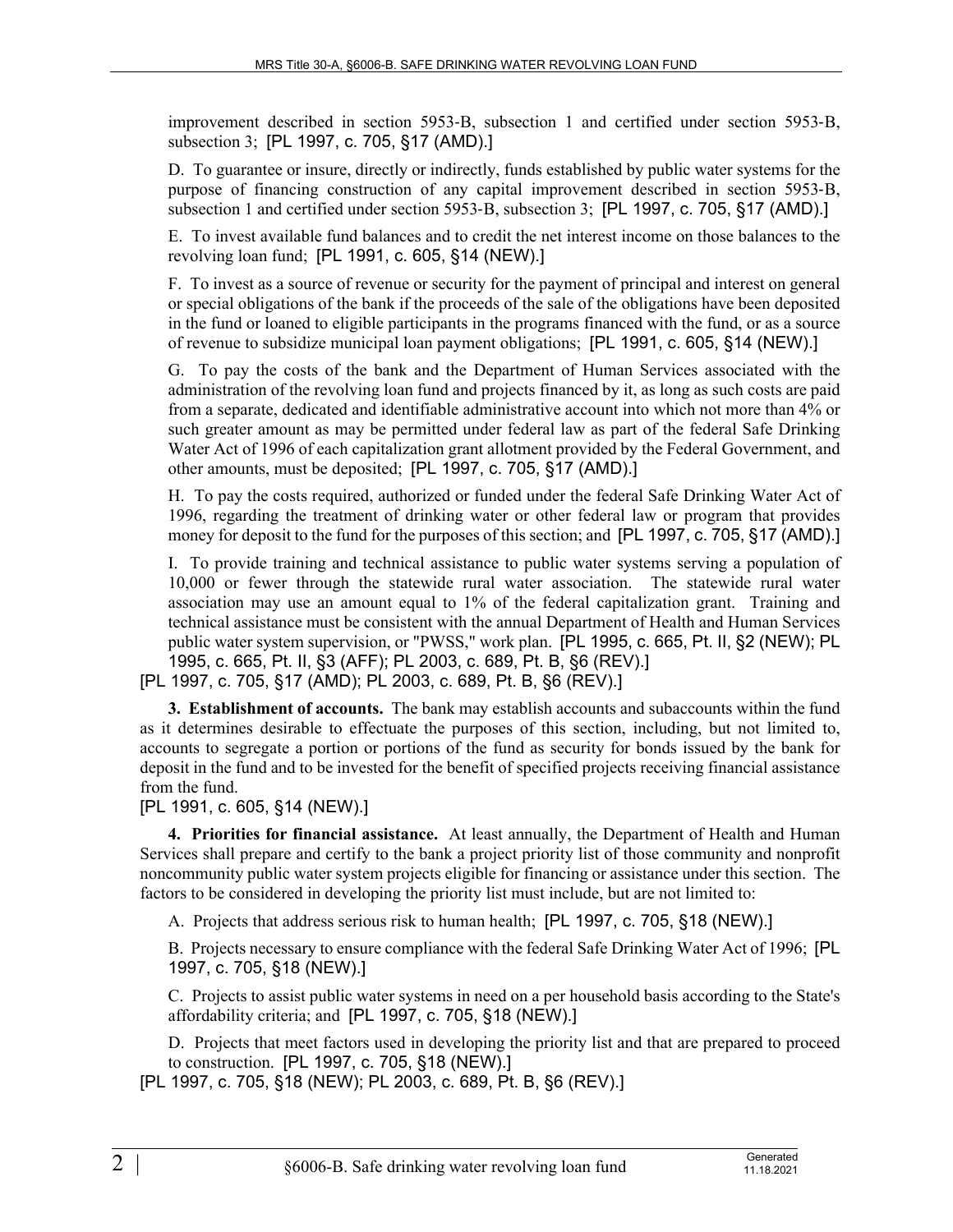improvement described in section 5953-B, subsection 1 and certified under section 5953-B, subsection 3;  [PL 1997, c. 705, §17 (AMD).]

D.  To guarantee or insure, directly or indirectly, funds established by public water systems for the purpose of financing construction of any capital improvement described in section 5953-B, subsection 1 and certified under section 5953-B, subsection 3;  [PL 1997, c. 705, §17 (AMD).]

E.  To invest available fund balances and to credit the net interest income on those balances to the revolving loan fund;  [PL 1991, c. 605, §14 (NEW).]

F.  To invest as a source of revenue or security for the payment of principal and interest on general or special obligations of the bank if the proceeds of the sale of the obligations have been deposited in the fund or loaned to eligible participants in the programs financed with the fund, or as a source of revenue to subsidize municipal loan payment obligations;  [PL 1991, c. 605, §14 (NEW).]

G.  To pay the costs of the bank and the Department of Human Services associated with the administration of the revolving loan fund and projects financed by it, as long as such costs are paid from a separate, dedicated and identifiable administrative account into which not more than 4% or such greater amount as may be permitted under federal law as part of the federal Safe Drinking Water Act of 1996 of each capitalization grant allotment provided by the Federal Government, and other amounts, must be deposited;  [PL 1997, c. 705, §17 (AMD).]

H.  To pay the costs required, authorized or funded under the federal Safe Drinking Water Act of 1996, regarding the treatment of drinking water or other federal law or program that provides money for deposit to the fund for the purposes of this section; and  [PL 1997, c. 705, §17 (AMD).]

I.  To provide training and technical assistance to public water systems serving a population of 10,000 or fewer through the statewide rural water association.  The statewide rural water association may use an amount equal to 1% of the federal capitalization grant.  Training and technical assistance must be consistent with the annual Department of Health and Human Services public water system supervision, or "PWSS," work plan.  [PL 1995, c. 665, Pt. II, §2 (NEW); PL 1995, c. 665, Pt. II, §3 (AFF); PL 2003, c. 689, Pt. B, §6 (REV).]

[PL 1997, c. 705, §17 (AMD); PL 2003, c. 689, Pt. B, §6 (REV).]

**3.  Establishment of accounts.**  The bank may establish accounts and subaccounts within the fund as it determines desirable to effectuate the purposes of this section, including, but not limited to, accounts to segregate a portion or portions of the fund as security for bonds issued by the bank for deposit in the fund and to be invested for the benefit of specified projects receiving financial assistance from the fund.

[PL 1991, c. 605, §14 (NEW).]

**4.  Priorities for financial assistance.**  At least annually, the Department of Health and Human Services shall prepare and certify to the bank a project priority list of those community and nonprofit noncommunity public water system projects eligible for financing or assistance under this section.  The factors to be considered in developing the priority list must include, but are not limited to:

A.  Projects that address serious risk to human health;  [PL 1997, c. 705, §18 (NEW).]

B.  Projects necessary to ensure compliance with the federal Safe Drinking Water Act of 1996;  [PL 1997, c. 705, §18 (NEW).]

C.  Projects to assist public water systems in need on a per household basis according to the State's affordability criteria; and  [PL 1997, c. 705, §18 (NEW).]

D.  Projects that meet factors used in developing the priority list and that are prepared to proceed to construction.  [PL 1997, c. 705, §18 (NEW).]

[PL 1997, c. 705, §18 (NEW); PL 2003, c. 689, Pt. B, §6 (REV).]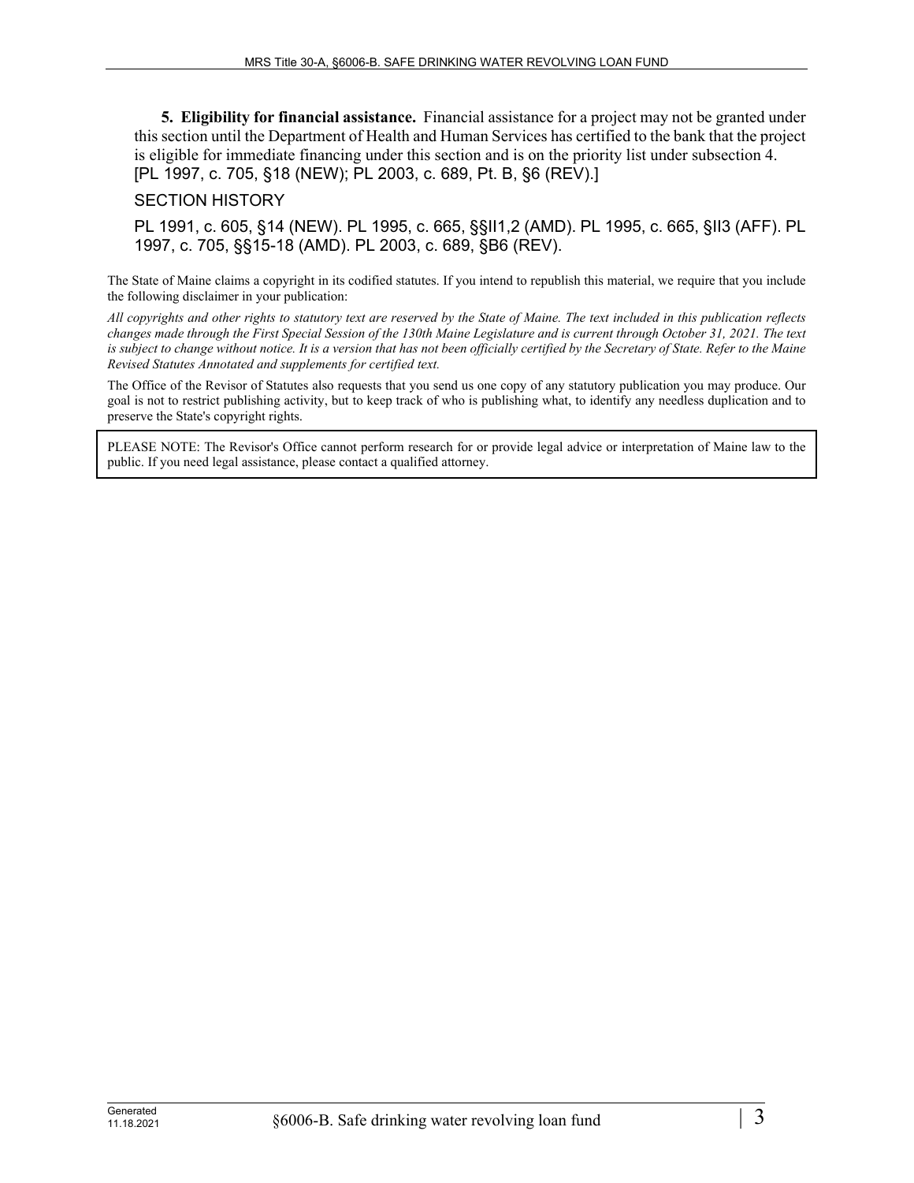**5. Eligibility for financial assistance.** Financial assistance for a project may not be granted under this section until the Department of Health and Human Services has certified to the bank that the project is eligible for immediate financing under this section and is on the priority list under subsection 4.
[PL 1997, c. 705, §18 (NEW); PL 2003, c. 689, Pt. B, §6 (REV).]

SECTION HISTORY

PL 1991, c. 605, §14 (NEW). PL 1995, c. 665, §§II1,2 (AMD). PL 1995, c. 665, §II3 (AFF). PL 1997, c. 705, §§15-18 (AMD). PL 2003, c. 689, §B6 (REV).

The State of Maine claims a copyright in its codified statutes. If you intend to republish this material, we require that you include the following disclaimer in your publication:

*All copyrights and other rights to statutory text are reserved by the State of Maine. The text included in this publication reflects changes made through the First Special Session of the 130th Maine Legislature and is current through October 31, 2021. The text is subject to change without notice. It is a version that has not been officially certified by the Secretary of State. Refer to the Maine Revised Statutes Annotated and supplements for certified text.*

The Office of the Revisor of Statutes also requests that you send us one copy of any statutory publication you may produce. Our goal is not to restrict publishing activity, but to keep track of who is publishing what, to identify any needless duplication and to preserve the State's copyright rights.

PLEASE NOTE: The Revisor's Office cannot perform research for or provide legal advice or interpretation of Maine law to the public. If you need legal assistance, please contact a qualified attorney.